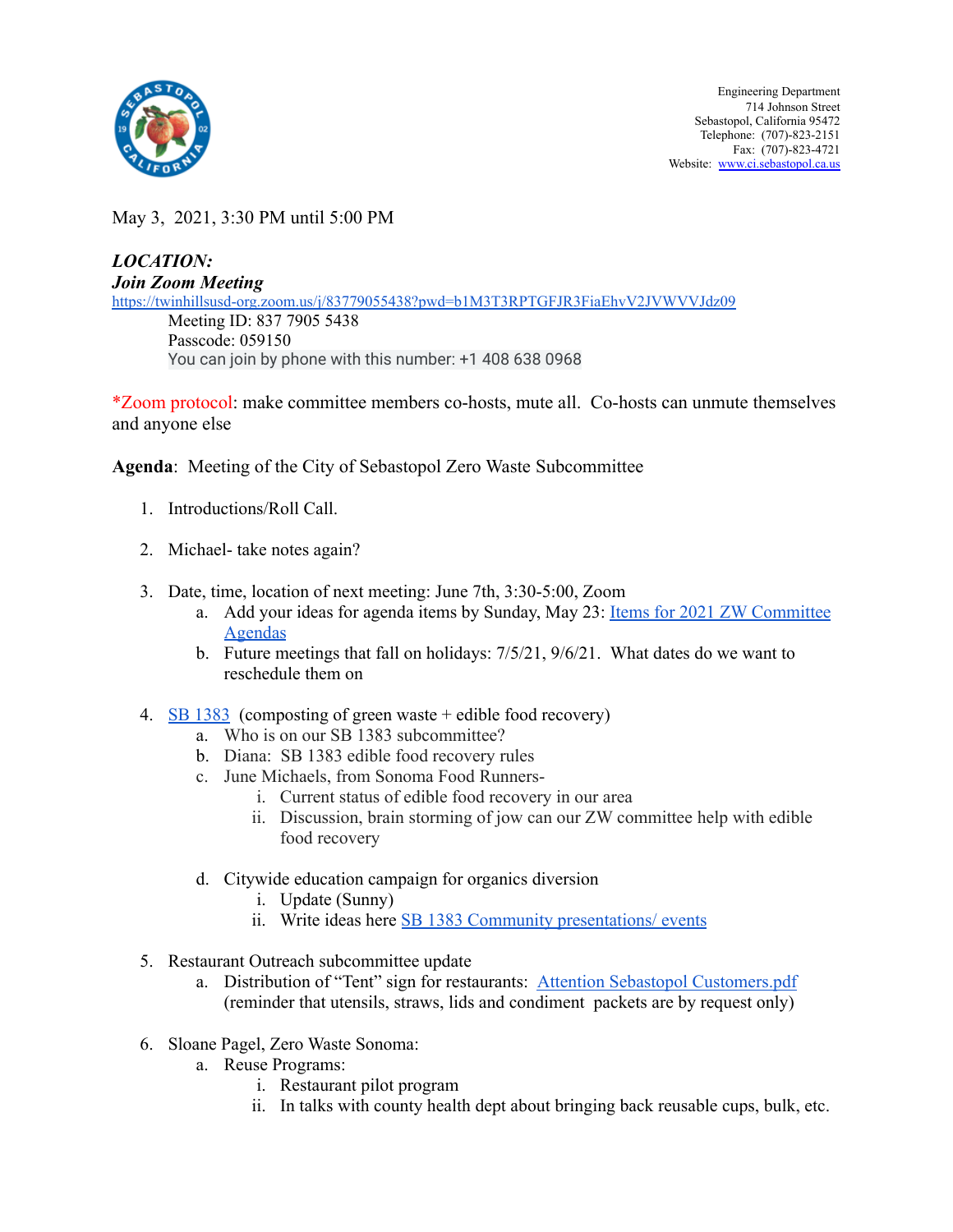Engineering Department
714 Johnson Street
Sebastopol, California 95472
Telephone: (707)-823-2151
Fax: (707)-823-4721
Website: www.ci.sebastopol.ca.us

May 3, 2021, 3:30 PM until 5:00 PM

***LOCATION:***
***Join Zoom Meeting***
https://twinhillsusd-org.zoom.us/j/83779055438?pwd=b1M3T3RPTGFJR3FiaEhvV2JVWVVJdz09

Meeting ID: 837 7905 5438
Passcode: 059150
You can join by phone with this number: +1 408 638 0968

*Zoom protocol: make committee members co-hosts, mute all. Co-hosts can unmute themselves and anyone else

**Agenda**: Meeting of the City of Sebastopol Zero Waste Subcommittee

1. Introductions/Roll Call.

2. Michael- take notes again?

3. Date, time, location of next meeting: June 7th, 3:30-5:00, Zoom
   a. Add your ideas for agenda items by Sunday, May 23: Items for 2021 ZW Committee Agendas
   b. Future meetings that fall on holidays: 7/5/21, 9/6/21. What dates do we want to reschedule them on

4. SB 1383 (composting of green waste + edible food recovery)
   a. Who is on our SB 1383 subcommittee?
   b. Diana: SB 1383 edible food recovery rules
   c. June Michaels, from Sonoma Food Runners-
      i. Current status of edible food recovery in our area
      ii. Discussion, brain storming of jow can our ZW committee help with edible food recovery

   d. Citywide education campaign for organics diversion
      i. Update (Sunny)
      ii. Write ideas here SB 1383 Community presentations/ events

5. Restaurant Outreach subcommittee update
   a. Distribution of "Tent" sign for restaurants: Attention Sebastopol Customers.pdf (reminder that utensils, straws, lids and condiment packets are by request only)

6. Sloane Pagel, Zero Waste Sonoma:
   a. Reuse Programs:
      i. Restaurant pilot program
      ii. In talks with county health dept about bringing back reusable cups, bulk, etc.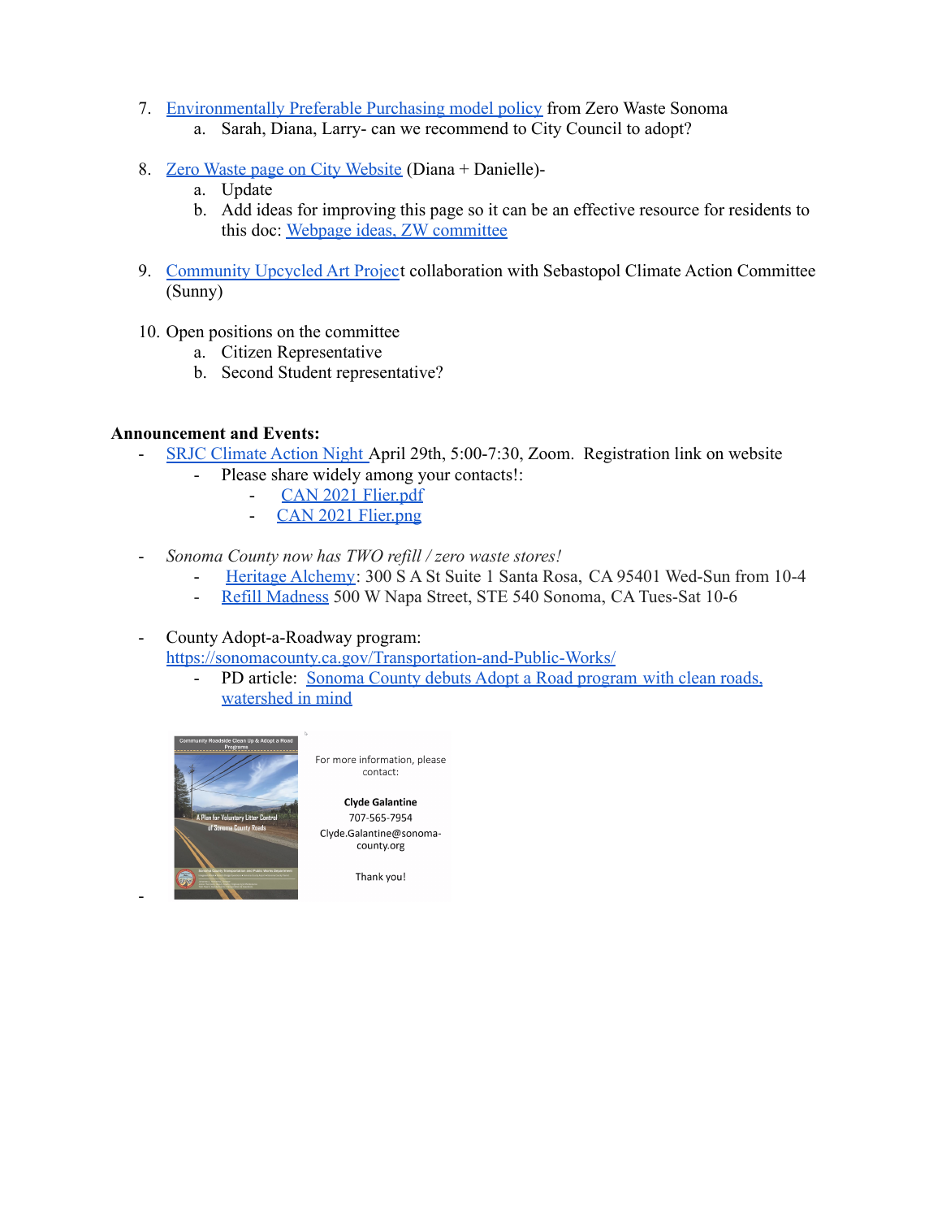7. Environmentally Preferable Purchasing model policy from Zero Waste Sonoma
   a. Sarah, Diana, Larry- can we recommend to City Council to adopt?

8. Zero Waste page on City Website (Diana + Danielle)-
   a. Update
   b. Add ideas for improving this page so it can be an effective resource for residents to this doc: Webpage ideas, ZW committee

9. Community Upcycled Art Project collaboration with Sebastopol Climate Action Committee (Sunny)

10. Open positions on the committee
    a. Citizen Representative
    b. Second Student representative?

**Announcement and Events:**

- SRJC Climate Action Night April 29th, 5:00-7:30, Zoom. Registration link on website
  - Please share widely among your contacts!:
    - CAN 2021 Flier.pdf
    - CAN 2021 Flier.png

- *Sonoma County now has TWO refill / zero waste stores!*
  - Heritage Alchemy: 300 S A St Suite 1 Santa Rosa, CA 95401 Wed-Sun from 10-4
  - Refill Madness 500 W Napa Street, STE 540 Sonoma, CA Tues-Sat 10-6

- County Adopt-a-Roadway program: https://sonomacounty.ca.gov/Transportation-and-Public-Works/
  - PD article: Sonoma County debuts Adopt a Road program with clean roads, watershed in mind

Community Roadside Clean Up & Adopt a Road Programs

A Plan for Voluntary Litter Control of Sonoma County Roads

For more information, please contact:

**Clyde Galantine**
707-565-7954
Clyde.Galantine@sonoma-county.org

Thank you!

-